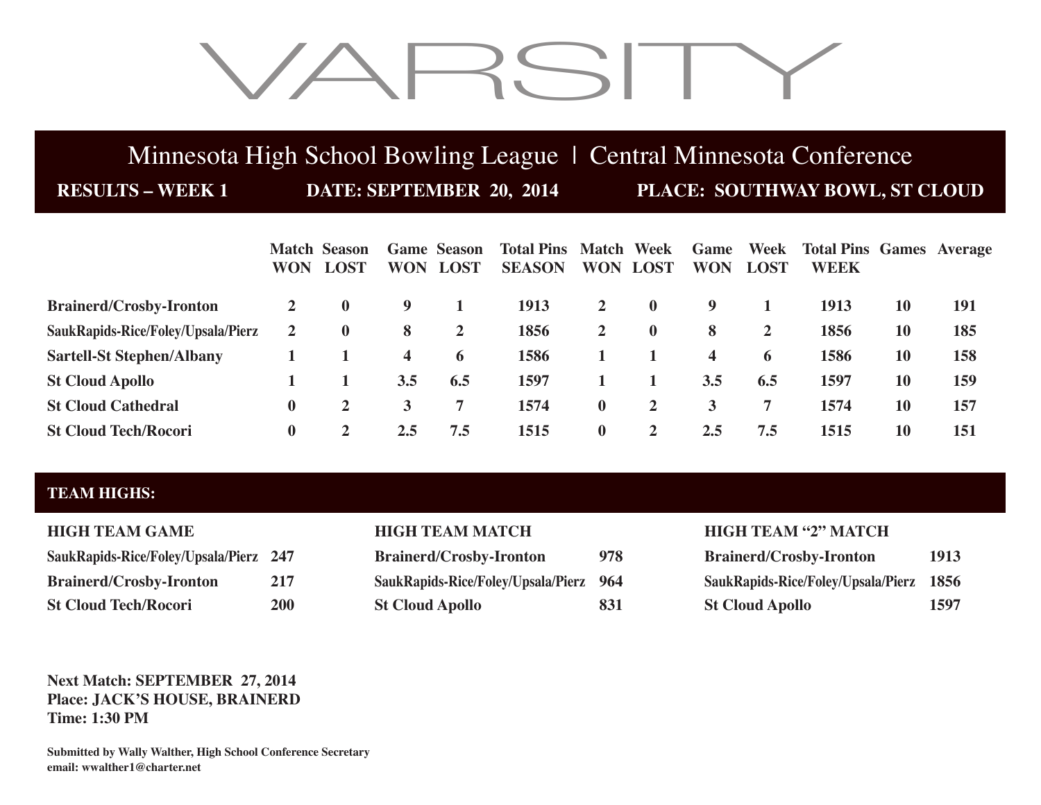# VARSITY

## Minnesota High School Bowling League | Central Minnesota Conference

**RESULTS – WEEK 1** **DATE: SEPTEMBER 20, 2014** **PLACE: SOUTHWAY BOWL, ST CLOUD**

| | Match WON | Season LOST | Game WON | Season LOST | Total Pins SEASON | Match WON | Week LOST | Game WON | Week LOST | Total Pins WEEK | Games | Average |
|---|---|---|---|---|---|---|---|---|---|---|---|---|
| **Brainerd/Crosby-Ironton** | 2 | 0 | 9 | 1 | 1913 | 2 | 0 | 9 | 1 | 1913 | 10 | 191 |
| **SaukRapids-Rice/Foley/Upsala/Pierz** | 2 | 0 | 8 | 2 | 1856 | 2 | 0 | 8 | 2 | 1856 | 10 | 185 |
| **Sartell-St Stephen/Albany** | 1 | 1 | 4 | 6 | 1586 | 1 | 1 | 4 | 6 | 1586 | 10 | 158 |
| **St Cloud Apollo** | 1 | 1 | 3.5 | 6.5 | 1597 | 1 | 1 | 3.5 | 6.5 | 1597 | 10 | 159 |
| **St Cloud Cathedral** | 0 | 2 | 3 | 7 | 1574 | 0 | 2 | 3 | 7 | 1574 | 10 | 157 |
| **St Cloud Tech/Rocori** | 0 | 2 | 2.5 | 7.5 | 1515 | 0 | 2 | 2.5 | 7.5 | 1515 | 10 | 151 |

## TEAM HIGHS:

**HIGH TEAM GAME**

| | |
|---|---|
| SaukRapids-Rice/Foley/Upsala/Pierz | 247 |
| Brainerd/Crosby-Ironton | 217 |
| St Cloud Tech/Rocori | 200 |

**HIGH TEAM MATCH**

| | |
|---|---|
| Brainerd/Crosby-Ironton | 978 |
| SaukRapids-Rice/Foley/Upsala/Pierz | 964 |
| St Cloud Apollo | 831 |

**HIGH TEAM "2" MATCH**

| | |
|---|---|
| Brainerd/Crosby-Ironton | 1913 |
| SaukRapids-Rice/Foley/Upsala/Pierz | 1856 |
| St Cloud Apollo | 1597 |

**Next Match: SEPTEMBER 27, 2014**
**Place: JACK'S HOUSE, BRAINERD**
**Time: 1:30 PM**

**Submitted by Wally Walther, High School Conference Secretary**
**email: wwalther1@charter.net**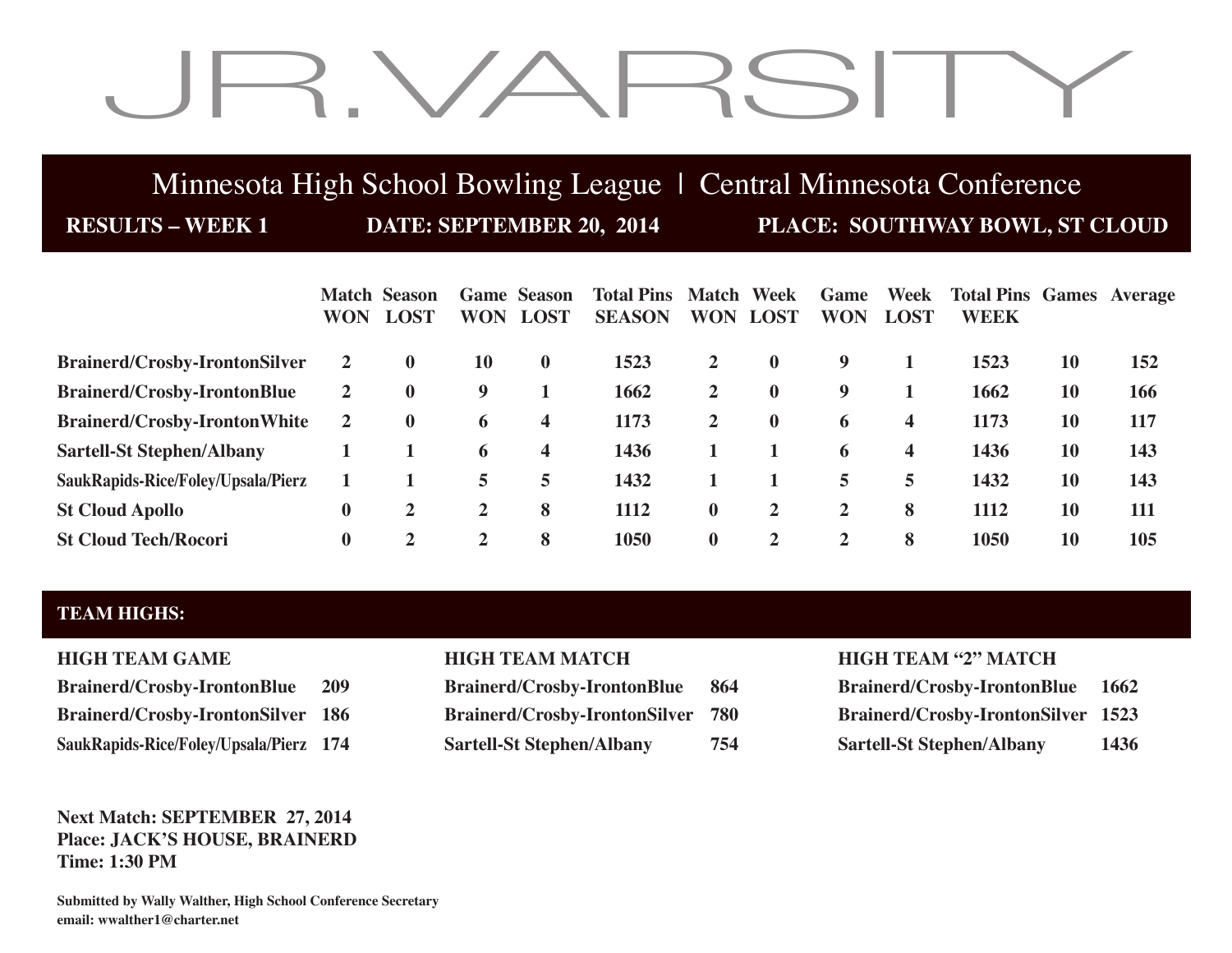# JR. VARSITY

## Minnesota High School Bowling League | Central Minnesota Conference

**RESULTS – WEEK 1** **DATE: SEPTEMBER 20, 2014** **PLACE: SOUTHWAY BOWL, ST CLOUD**

| | Match WON | Season LOST | Game WON | Season LOST | Total Pins SEASON | Match WON | Week LOST | Game WON | Week LOST | Total Pins WEEK | Games | Average |
|---|---|---|---|---|---|---|---|---|---|---|---|---|
| **Brainerd/Crosby-IrontonSilver** | 2 | 0 | 10 | 0 | 1523 | 2 | 0 | 9 | 1 | 1523 | 10 | 152 |
| **Brainerd/Crosby-IrontonBlue** | 2 | 0 | 9 | 1 | 1662 | 2 | 0 | 9 | 1 | 1662 | 10 | 166 |
| **Brainerd/Crosby-IrontonWhite** | 2 | 0 | 6 | 4 | 1173 | 2 | 0 | 6 | 4 | 1173 | 10 | 117 |
| **Sartell-St Stephen/Albany** | 1 | 1 | 6 | 4 | 1436 | 1 | 1 | 6 | 4 | 1436 | 10 | 143 |
| **SaukRapids-Rice/Foley/Upsala/Pierz** | 1 | 1 | 5 | 5 | 1432 | 1 | 1 | 5 | 5 | 1432 | 10 | 143 |
| **St Cloud Apollo** | 0 | 2 | 2 | 8 | 1112 | 0 | 2 | 2 | 8 | 1112 | 10 | 111 |
| **St Cloud Tech/Rocori** | 0 | 2 | 2 | 8 | 1050 | 0 | 2 | 2 | 8 | 1050 | 10 | 105 |

## TEAM HIGHS:

**HIGH TEAM GAME**

| | |
|---|---|
| **Brainerd/Crosby-IrontonBlue** | 209 |
| **Brainerd/Crosby-IrontonSilver** | 186 |
| **SaukRapids-Rice/Foley/Upsala/Pierz** | 174 |

**HIGH TEAM MATCH**

| | |
|---|---|
| **Brainerd/Crosby-IrontonBlue** | 864 |
| **Brainerd/Crosby-IrontonSilver** | 780 |
| **Sartell-St Stephen/Albany** | 754 |

**HIGH TEAM "2" MATCH**

| | |
|---|---|
| **Brainerd/Crosby-IrontonBlue** | 1662 |
| **Brainerd/Crosby-IrontonSilver** | 1523 |
| **Sartell-St Stephen/Albany** | 1436 |

**Next Match: SEPTEMBER 27, 2014**
**Place: JACK'S HOUSE, BRAINERD**
**Time: 1:30 PM**

**Submitted by Wally Walther, High School Conference Secretary**
**email: wwalther1@charter.net**